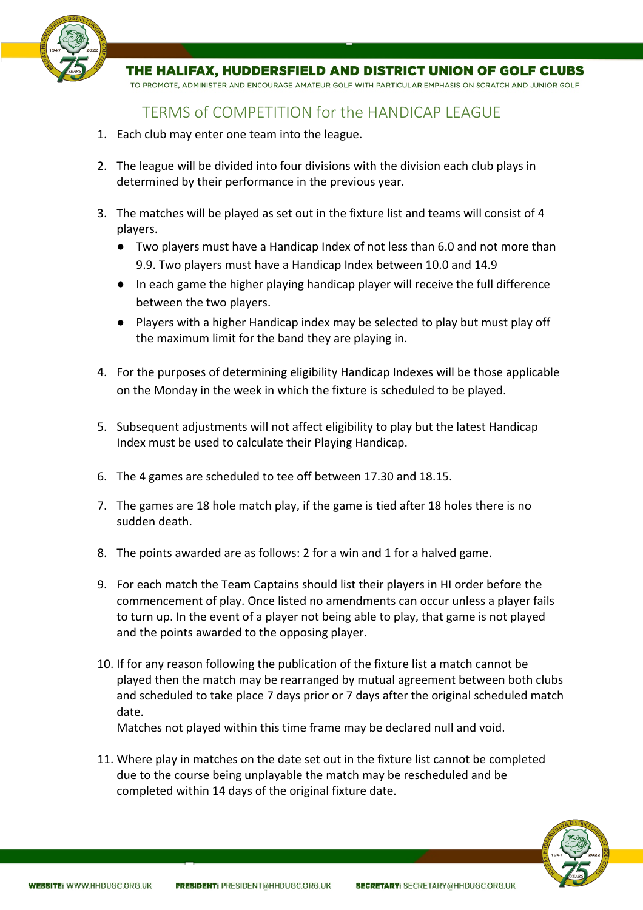# THE HALIFAX, HUDDERSFIELD AND DISTRICT UNION OF GOLF CLUBS

TO PROMOTE, ADMINISTER AND ENCOURAGE AMATEUR GOLF WITH PARTICULAR EMPHASIS ON SCRATCH AND JUNIOR GOLF

## TERMS of COMPETITION for the HANDICAP LEAGUE

1. Each club may enter one team into the league.

2. The league will be divided into four divisions with the division each club plays in determined by their performance in the previous year.

3. The matches will be played as set out in the fixture list and teams will consist of 4 players.
   - Two players must have a Handicap Index of not less than 6.0 and not more than 9.9. Two players must have a Handicap Index between 10.0 and 14.9
   - In each game the higher playing handicap player will receive the full difference between the two players.
   - Players with a higher Handicap index may be selected to play but must play off the maximum limit for the band they are playing in.

4. For the purposes of determining eligibility Handicap Indexes will be those applicable on the Monday in the week in which the fixture is scheduled to be played.

5. Subsequent adjustments will not affect eligibility to play but the latest Handicap Index must be used to calculate their Playing Handicap.

6. The 4 games are scheduled to tee off between 17.30 and 18.15.

7. The games are 18 hole match play, if the game is tied after 18 holes there is no sudden death.

8. The points awarded are as follows: 2 for a win and 1 for a halved game.

9. For each match the Team Captains should list their players in HI order before the commencement of play. Once listed no amendments can occur unless a player fails to turn up. In the event of a player not being able to play, that game is not played and the points awarded to the opposing player.

10. If for any reason following the publication of the fixture list a match cannot be played then the match may be rearranged by mutual agreement between both clubs and scheduled to take place 7 days prior or 7 days after the original scheduled match date.
    Matches not played within this time frame may be declared null and void.

11. Where play in matches on the date set out in the fixture list cannot be completed due to the course being unplayable the match may be rescheduled and be completed within 14 days of the original fixture date.

**WEBSITE:** WWW.HHDUGC.ORG.UK **PRESIDENT:** PRESIDENT@HHDUGC.ORG.UK **SECRETARY:** SECRETARY@HHDUGC.ORG.UK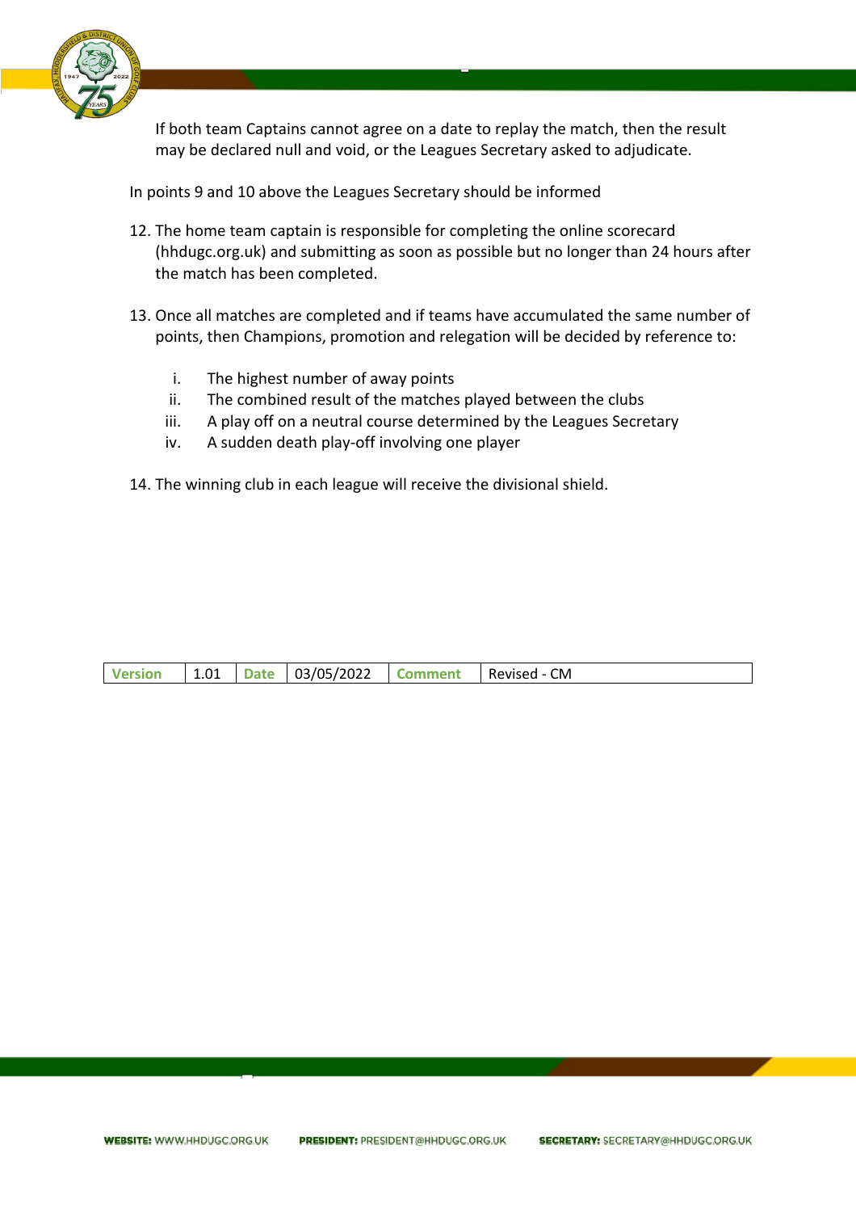If both team Captains cannot agree on a date to replay the match, then the result may be declared null and void, or the Leagues Secretary asked to adjudicate.

In points 9 and 10 above the Leagues Secretary should be informed

12. The home team captain is responsible for completing the online scorecard (hhdugc.org.uk) and submitting as soon as possible but no longer than 24 hours after the match has been completed.

13. Once all matches are completed and if teams have accumulated the same number of points, then Champions, promotion and relegation will be decided by reference to:

    i. The highest number of away points
    ii. The combined result of the matches played between the clubs
    iii. A play off on a neutral course determined by the Leagues Secretary
    iv. A sudden death play-off involving one player

14. The winning club in each league will receive the divisional shield.

| | | | | | | | |
|---|---|---|---|---|---|---|---|
| **Version** | 1.01 | **Date** | 03/05/2022 | **Comment** | Revised - CM | | |